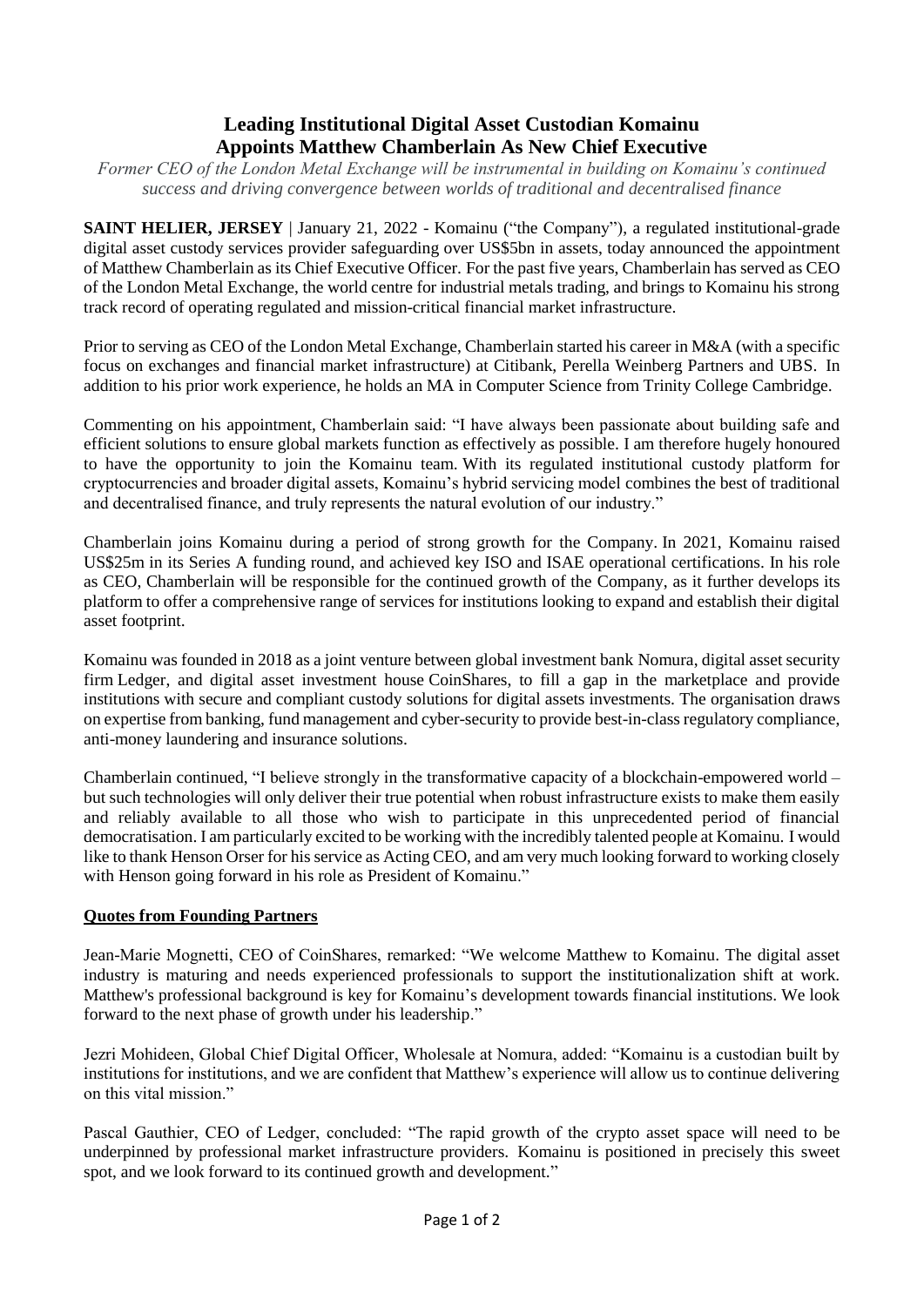# Leading Institutional Digital Asset Custodian Komainu Appoints Matthew Chamberlain As New Chief Executive

*Former CEO of the London Metal Exchange will be instrumental in building on Komainu's continued success and driving convergence between worlds of traditional and decentralised finance*

**SAINT HELIER, JERSEY** | January 21, 2022 - Komainu ("the Company"), a regulated institutional-grade digital asset custody services provider safeguarding over US$5bn in assets, today announced the appointment of Matthew Chamberlain as its Chief Executive Officer. For the past five years, Chamberlain has served as CEO of the London Metal Exchange, the world centre for industrial metals trading, and brings to Komainu his strong track record of operating regulated and mission-critical financial market infrastructure.

Prior to serving as CEO of the London Metal Exchange, Chamberlain started his career in M&A (with a specific focus on exchanges and financial market infrastructure) at Citibank, Perella Weinberg Partners and UBS. In addition to his prior work experience, he holds an MA in Computer Science from Trinity College Cambridge.

Commenting on his appointment, Chamberlain said: "I have always been passionate about building safe and efficient solutions to ensure global markets function as effectively as possible. I am therefore hugely honoured to have the opportunity to join the Komainu team. With its regulated institutional custody platform for cryptocurrencies and broader digital assets, Komainu's hybrid servicing model combines the best of traditional and decentralised finance, and truly represents the natural evolution of our industry."

Chamberlain joins Komainu during a period of strong growth for the Company. In 2021, Komainu raised US$25m in its Series A funding round, and achieved key ISO and ISAE operational certifications. In his role as CEO, Chamberlain will be responsible for the continued growth of the Company, as it further develops its platform to offer a comprehensive range of services for institutions looking to expand and establish their digital asset footprint.

Komainu was founded in 2018 as a joint venture between global investment bank Nomura, digital asset security firm Ledger, and digital asset investment house CoinShares, to fill a gap in the marketplace and provide institutions with secure and compliant custody solutions for digital assets investments. The organisation draws on expertise from banking, fund management and cyber-security to provide best-in-class regulatory compliance, anti-money laundering and insurance solutions.

Chamberlain continued, "I believe strongly in the transformative capacity of a blockchain-empowered world – but such technologies will only deliver their true potential when robust infrastructure exists to make them easily and reliably available to all those who wish to participate in this unprecedented period of financial democratisation. I am particularly excited to be working with the incredibly talented people at Komainu. I would like to thank Henson Orser for his service as Acting CEO, and am very much looking forward to working closely with Henson going forward in his role as President of Komainu."

## Quotes from Founding Partners

Jean-Marie Mognetti, CEO of CoinShares, remarked: "We welcome Matthew to Komainu. The digital asset industry is maturing and needs experienced professionals to support the institutionalization shift at work. Matthew's professional background is key for Komainu's development towards financial institutions. We look forward to the next phase of growth under his leadership."

Jezri Mohideen, Global Chief Digital Officer, Wholesale at Nomura, added: "Komainu is a custodian built by institutions for institutions, and we are confident that Matthew's experience will allow us to continue delivering on this vital mission."

Pascal Gauthier, CEO of Ledger, concluded: "The rapid growth of the crypto asset space will need to be underpinned by professional market infrastructure providers. Komainu is positioned in precisely this sweet spot, and we look forward to its continued growth and development."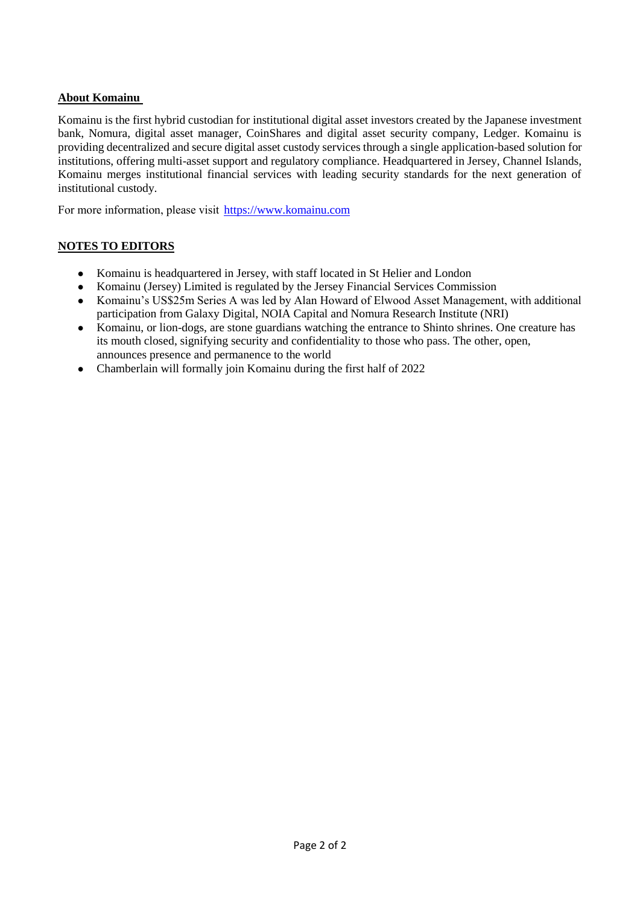## About Komainu

Komainu is the first hybrid custodian for institutional digital asset investors created by the Japanese investment bank, Nomura, digital asset manager, CoinShares and digital asset security company, Ledger. Komainu is providing decentralized and secure digital asset custody services through a single application-based solution for institutions, offering multi-asset support and regulatory compliance. Headquartered in Jersey, Channel Islands, Komainu merges institutional financial services with leading security standards for the next generation of institutional custody.

For more information, please visit [https://www.komainu.com](https://www.komainu.com)

## NOTES TO EDITORS

- Komainu is headquartered in Jersey, with staff located in St Helier and London
- Komainu (Jersey) Limited is regulated by the Jersey Financial Services Commission
- Komainu's US$25m Series A was led by Alan Howard of Elwood Asset Management, with additional participation from Galaxy Digital, NOIA Capital and Nomura Research Institute (NRI)
- Komainu, or lion-dogs, are stone guardians watching the entrance to Shinto shrines. One creature has its mouth closed, signifying security and confidentiality to those who pass. The other, open, announces presence and permanence to the world
- Chamberlain will formally join Komainu during the first half of 2022